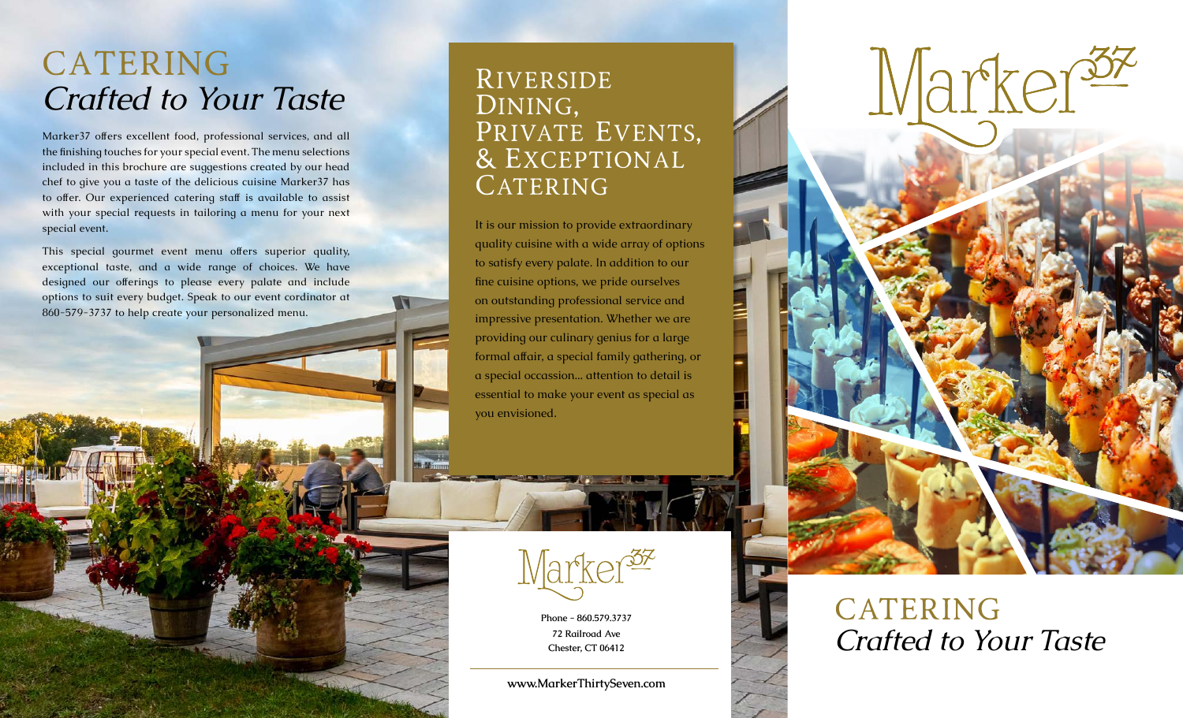# CATERING
## *Crafted to Your Taste*

Marker37 offers excellent food, professional services, and all the finishing touches for your special event. The menu selections included in this brochure are suggestions created by our head chef to give you a taste of the delicious cuisine Marker37 has to offer. Our experienced catering staff is available to assist with your special requests in tailoring a menu for your next special event.

This special gourmet event menu offers superior quality, exceptional taste, and a wide range of choices. We have designed our offerings to please every palate and include options to suit every budget. Speak to our event cordinator at 860-579-3737 to help create your personalized menu.

# Riverside Dining, Private Events, & Exceptional Catering

It is our mission to provide extraordinary quality cuisine with a wide array of options to satisfy every palate. In addition to our fine cuisine options, we pride ourselves on outstanding professional service and impressive presentation. Whether we are providing our culinary genius for a large formal affair, a special family gathering, or a special occassion... attention to detail is essential to make your event as special as you envisioned.

Marker37

Phone - 860.579.3737
72 Railroad Ave
Chester, CT 06412

www.MarkerThirtySeven.com

Marker37

# CATERING
## *Crafted to Your Taste*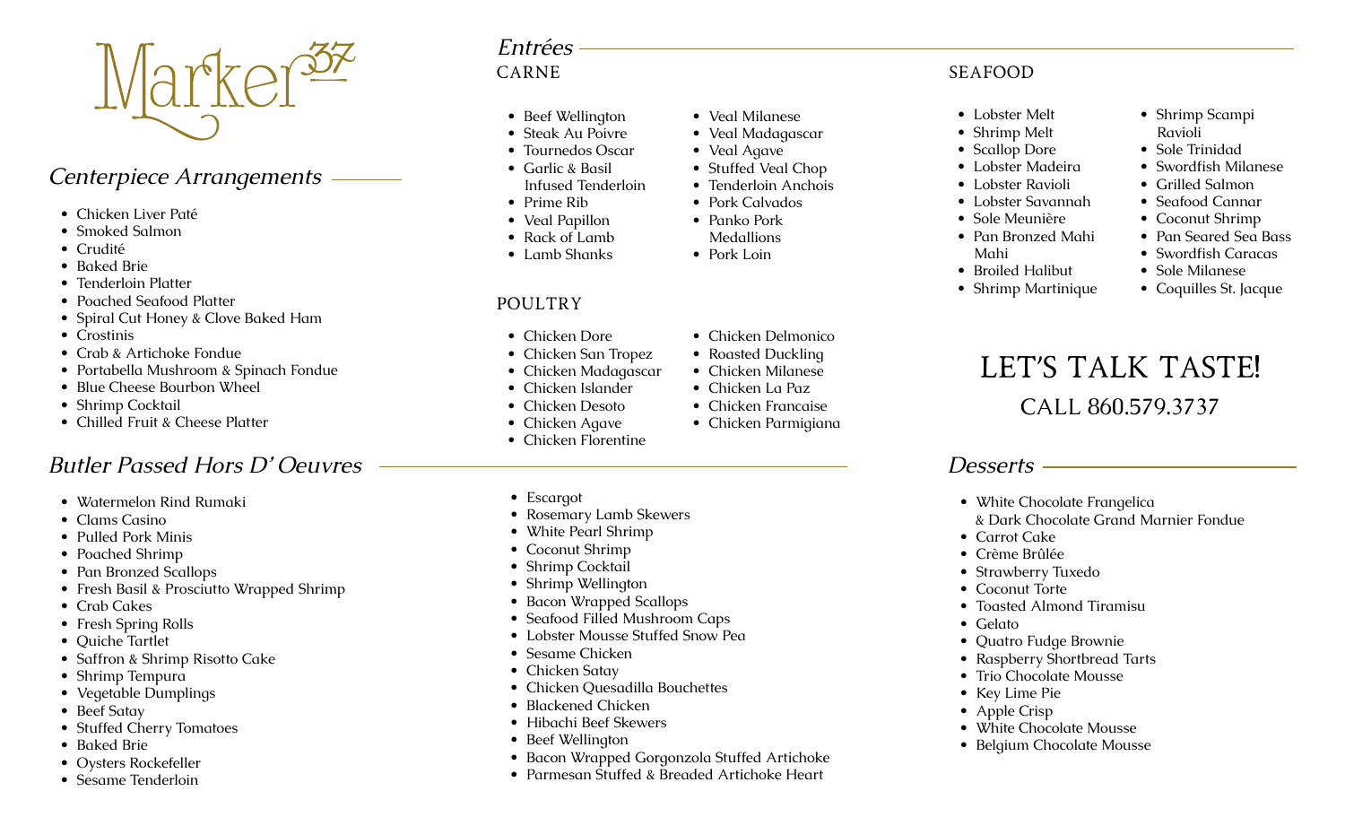# Marker 37

## *Centerpiece Arrangements*

- Chicken Liver Paté
- Smoked Salmon
- Crudité
- Baked Brie
- Tenderloin Platter
- Poached Seafood Platter
- Spiral Cut Honey & Clove Baked Ham
- Crostinis
- Crab & Artichoke Fondue
- Portabella Mushroom & Spinach Fondue
- Blue Cheese Bourbon Wheel
- Shrimp Cocktail
- Chilled Fruit & Cheese Platter

## *Entrées*

### CARNE

- Beef Wellington
- Steak Au Poivre
- Tournedos Oscar
- Garlic & Basil Infused Tenderloin
- Prime Rib
- Veal Papillon
- Rack of Lamb
- Lamb Shanks
- Veal Milanese
- Veal Madagascar
- Veal Agave
- Stuffed Veal Chop
- Tenderloin Anchois
- Pork Calvados
- Panko Pork Medallions
- Pork Loin

### POULTRY

- Chicken Dore
- Chicken San Tropez
- Chicken Madagascar
- Chicken Islander
- Chicken Desoto
- Chicken Agave
- Chicken Florentine
- Chicken Delmonico
- Roasted Duckling
- Chicken Milanese
- Chicken La Paz
- Chicken Francaise
- Chicken Parmigiana

### SEAFOOD

- Lobster Melt
- Shrimp Melt
- Scallop Dore
- Lobster Madeira
- Lobster Ravioli
- Lobster Savannah
- Sole Meunière
- Pan Bronzed Mahi Mahi
- Broiled Halibut
- Shrimp Martinique
- Shrimp Scampi Ravioli
- Sole Trinidad
- Swordfish Milanese
- Grilled Salmon
- Seafood Cannar
- Coconut Shrimp
- Pan Seared Sea Bass
- Swordfish Caracas
- Sole Milanese
- Coquilles St. Jacque

## LET'S TALK TASTE!

CALL 860.579.3737

## *Butler Passed Hors D' Oeuvres*

- Watermelon Rind Rumaki
- Clams Casino
- Pulled Pork Minis
- Poached Shrimp
- Pan Bronzed Scallops
- Fresh Basil & Prosciutto Wrapped Shrimp
- Crab Cakes
- Fresh Spring Rolls
- Quiche Tartlet
- Saffron & Shrimp Risotto Cake
- Shrimp Tempura
- Vegetable Dumplings
- Beef Satay
- Stuffed Cherry Tomatoes
- Baked Brie
- Oysters Rockefeller
- Sesame Tenderloin
- Escargot
- Rosemary Lamb Skewers
- White Pearl Shrimp
- Coconut Shrimp
- Shrimp Cocktail
- Shrimp Wellington
- Bacon Wrapped Scallops
- Seafood Filled Mushroom Caps
- Lobster Mousse Stuffed Snow Pea
- Sesame Chicken
- Chicken Satay
- Chicken Quesadilla Bouchettes
- Blackened Chicken
- Hibachi Beef Skewers
- Beef Wellington
- Bacon Wrapped Gorgonzola Stuffed Artichoke
- Parmesan Stuffed & Breaded Artichoke Heart

## *Desserts*

- White Chocolate Frangelica & Dark Chocolate Grand Marnier Fondue
- Carrot Cake
- Crème Brûlée
- Strawberry Tuxedo
- Coconut Torte
- Toasted Almond Tiramisu
- Gelato
- Quatro Fudge Brownie
- Raspberry Shortbread Tarts
- Trio Chocolate Mousse
- Key Lime Pie
- Apple Crisp
- White Chocolate Mousse
- Belgium Chocolate Mousse